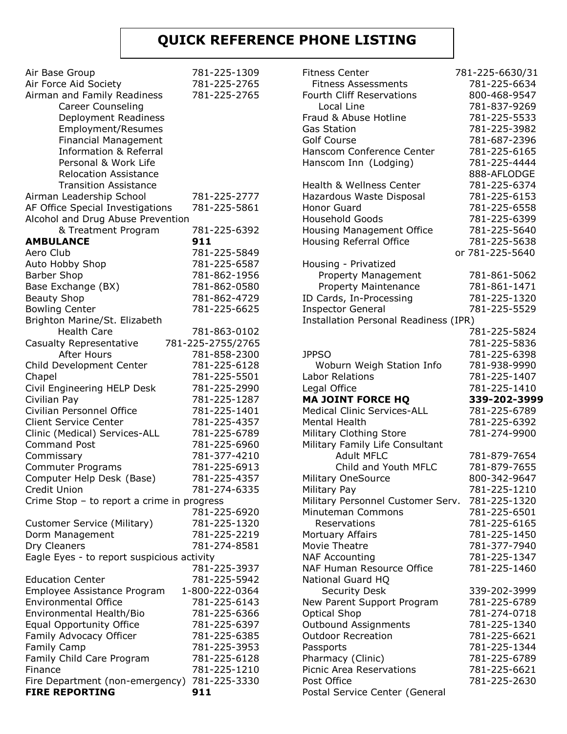# QUICK REFERENCE PHONE LISTING

| Name | Phone |
|---|---|
| Air Base Group | 781-225-1309 |
| Air Force Aid Society | 781-225-2765 |
| Airman and Family Readiness | 781-225-2765 |
| Career Counseling | |
| Deployment Readiness | |
| Employment/Resumes | |
| Financial Management | |
| Information & Referral | |
| Personal & Work Life | |
| Relocation Assistance | |
| Transition Assistance | |
| Airman Leadership School | 781-225-2777 |
| AF Office Special Investigations | 781-225-5861 |
| Alcohol and Drug Abuse Prevention & Treatment Program | 781-225-6392 |
| **AMBULANCE** | **911** |
| Aero Club | 781-225-5849 |
| Auto Hobby Shop | 781-225-6587 |
| Barber Shop | 781-862-1956 |
| Base Exchange (BX) | 781-862-0580 |
| Beauty Shop | 781-862-4729 |
| Bowling Center | 781-225-6625 |
| Brighton Marine/St. Elizabeth Health Care | 781-863-0102 |
| Casualty Representative | 781-225-2755/2765 |
| After Hours | 781-858-2300 |
| Child Development Center | 781-225-6128 |
| Chapel | 781-225-5501 |
| Civil Engineering HELP Desk | 781-225-2990 |
| Civilian Pay | 781-225-1287 |
| Civilian Personnel Office | 781-225-1401 |
| Client Service Center | 781-225-4357 |
| Clinic (Medical) Services-ALL | 781-225-6789 |
| Command Post | 781-225-6960 |
| Commissary | 781-377-4210 |
| Commuter Programs | 781-225-6913 |
| Computer Help Desk (Base) | 781-225-4357 |
| Credit Union | 781-274-6335 |
| Crime Stop – to report a crime in progress | 781-225-6920 |
| Customer Service (Military) | 781-225-1320 |
| Dorm Management | 781-225-2219 |
| Dry Cleaners | 781-274-8581 |
| Eagle Eyes - to report suspicious activity | 781-225-3937 |
| Education Center | 781-225-5942 |
| Employee Assistance Program | 1-800-222-0364 |
| Environmental Office | 781-225-6143 |
| Environmental Health/Bio | 781-225-6366 |
| Equal Opportunity Office | 781-225-6397 |
| Family Advocacy Officer | 781-225-6385 |
| Family Camp | 781-225-3953 |
| Family Child Care Program | 781-225-6128 |
| Finance | 781-225-1210 |
| Fire Department (non-emergency) | 781-225-3330 |
| **FIRE REPORTING** | **911** |
| Fitness Center | 781-225-6630/31 |
| Fitness Assessments | 781-225-6634 |
| Fourth Cliff Reservations | 800-468-9547 |
| Local Line | 781-837-9269 |
| Fraud & Abuse Hotline | 781-225-5533 |
| Gas Station | 781-225-3982 |
| Golf Course | 781-687-2396 |
| Hanscom Conference Center | 781-225-6165 |
| Hanscom Inn (Lodging) | 781-225-4444<br>888-AFLODGE |
| Health & Wellness Center | 781-225-6374 |
| Hazardous Waste Disposal | 781-225-6153 |
| Honor Guard | 781-225-6558 |
| Household Goods | 781-225-6399 |
| Housing Management Office | 781-225-5640 |
| Housing Referral Office | 781-225-5638<br>or 781-225-5640 |
| Housing - Privatized | |
| Property Management | 781-861-5062 |
| Property Maintenance | 781-861-1471 |
| ID Cards, In-Processing | 781-225-1320 |
| Inspector General | 781-225-5529 |
| Installation Personal Readiness (IPR) | 781-225-5824<br>781-225-5836 |
| JPPSO | 781-225-6398 |
| Woburn Weigh Station Info | 781-938-9990 |
| Labor Relations | 781-225-1407 |
| Legal Office | 781-225-1410 |
| **MA JOINT FORCE HQ** | **339-202-3999** |
| Medical Clinic Services-ALL | 781-225-6789 |
| Mental Health | 781-225-6392 |
| Military Clothing Store | 781-274-9900 |
| Military Family Life Consultant | |
| Adult MFLC | 781-879-7654 |
| Child and Youth MFLC | 781-879-7655 |
| Military OneSource | 800-342-9647 |
| Military Pay | 781-225-1210 |
| Military Personnel Customer Serv. | 781-225-1320 |
| Minuteman Commons | 781-225-6501 |
| Reservations | 781-225-6165 |
| Mortuary Affairs | 781-225-1450 |
| Movie Theatre | 781-377-7940 |
| NAF Accounting | 781-225-1347 |
| NAF Human Resource Office | 781-225-1460 |
| National Guard HQ Security Desk | 339-202-3999 |
| New Parent Support Program | 781-225-6789 |
| Optical Shop | 781-274-0718 |
| Outbound Assignments | 781-225-1340 |
| Outdoor Recreation | 781-225-6621 |
| Passports | 781-225-1344 |
| Pharmacy (Clinic) | 781-225-6789 |
| Picnic Area Reservations | 781-225-6621 |
| Post Office | 781-225-2630 |
| Postal Service Center (General | |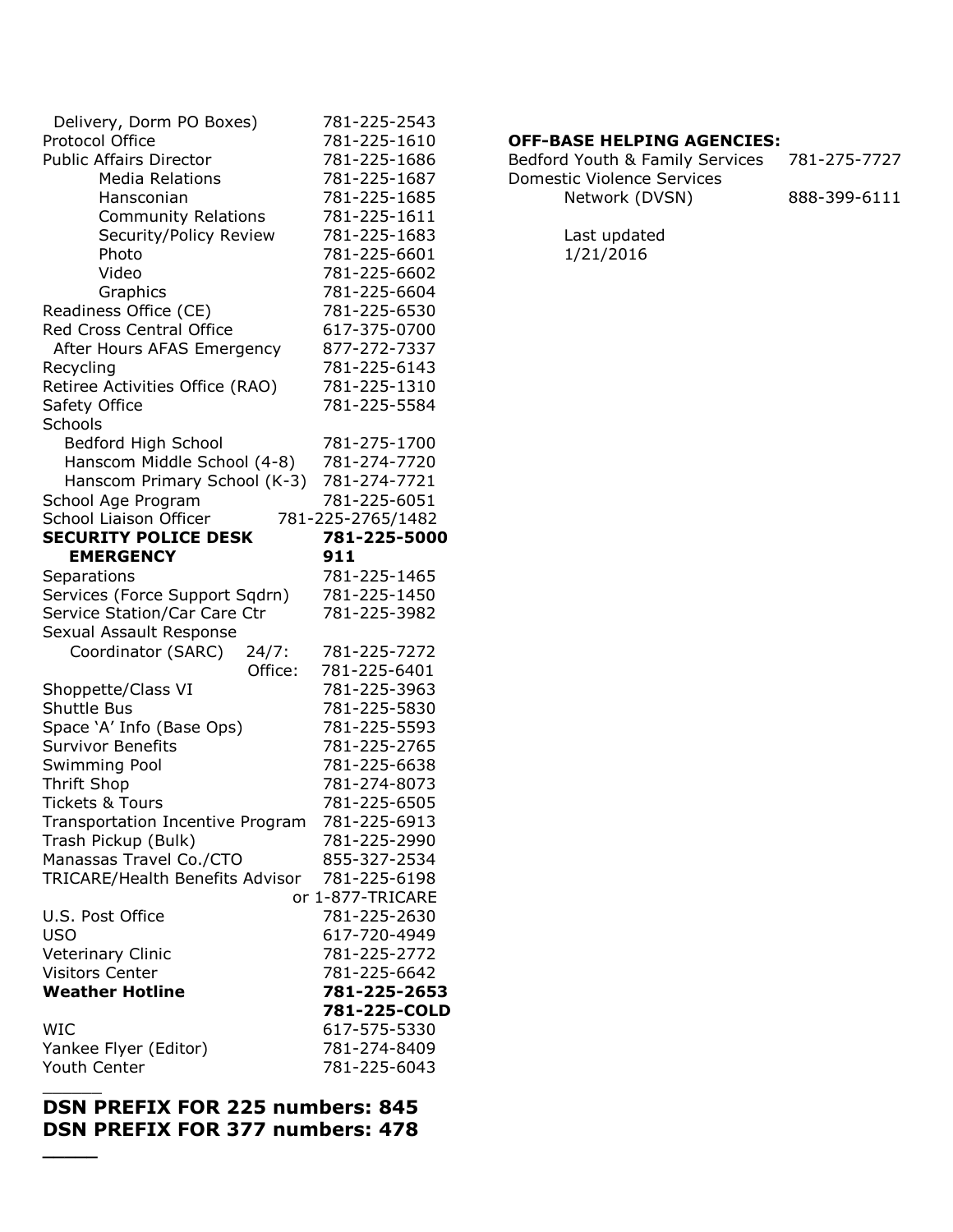| | |
|---|---|
| Delivery, Dorm PO Boxes) | 781-225-2543 |
| Protocol Office | 781-225-1610 |
| Public Affairs Director | 781-225-1686 |
| Media Relations | 781-225-1687 |
| Hansconian | 781-225-1685 |
| Community Relations | 781-225-1611 |
| Security/Policy Review | 781-225-1683 |
| Photo | 781-225-6601 |
| Video | 781-225-6602 |
| Graphics | 781-225-6604 |
| Readiness Office (CE) | 781-225-6530 |
| Red Cross Central Office | 617-375-0700 |
| After Hours AFAS Emergency | 877-272-7337 |
| Recycling | 781-225-6143 |
| Retiree Activities Office (RAO) | 781-225-1310 |
| Safety Office | 781-225-5584 |
| Schools | |
| Bedford High School | 781-275-1700 |
| Hanscom Middle School (4-8) | 781-274-7720 |
| Hanscom Primary School (K-3) | 781-274-7721 |
| School Age Program | 781-225-6051 |
| School Liaison Officer | 781-225-2765/1482 |
| **SECURITY POLICE DESK** | **781-225-5000** |
| **EMERGENCY** | **911** |
| Separations | 781-225-1465 |
| Services (Force Support Sqdrn) | 781-225-1450 |
| Service Station/Car Care Ctr | 781-225-3982 |
| Sexual Assault Response Coordinator (SARC) 24/7: | 781-225-7272 |
| Office: | 781-225-6401 |
| Shoppette/Class VI | 781-225-3963 |
| Shuttle Bus | 781-225-5830 |
| Space 'A' Info (Base Ops) | 781-225-5593 |
| Survivor Benefits | 781-225-2765 |
| Swimming Pool | 781-225-6638 |
| Thrift Shop | 781-274-8073 |
| Tickets & Tours | 781-225-6505 |
| Transportation Incentive Program | 781-225-6913 |
| Trash Pickup (Bulk) | 781-225-2990 |
| Manassas Travel Co./CTO | 855-327-2534 |
| TRICARE/Health Benefits Advisor | 781-225-6198 or 1-877-TRICARE |
| U.S. Post Office | 781-225-2630 |
| USO | 617-720-4949 |
| Veterinary Clinic | 781-225-2772 |
| Visitors Center | 781-225-6642 |
| **Weather Hotline** | **781-225-2653** **781-225-COLD** |
| WIC | 617-575-5330 |
| Yankee Flyer (Editor) | 781-274-8409 |
| Youth Center | 781-225-6043 |

**DSN PREFIX FOR 225 numbers: 845**
**DSN PREFIX FOR 377 numbers: 478**

**OFF-BASE HELPING AGENCIES:**

| | |
|---|---|
| Bedford Youth & Family Services | 781-275-7727 |
| Domestic Violence Services Network (DVSN) | 888-399-6111 |

Last updated
1/21/2016